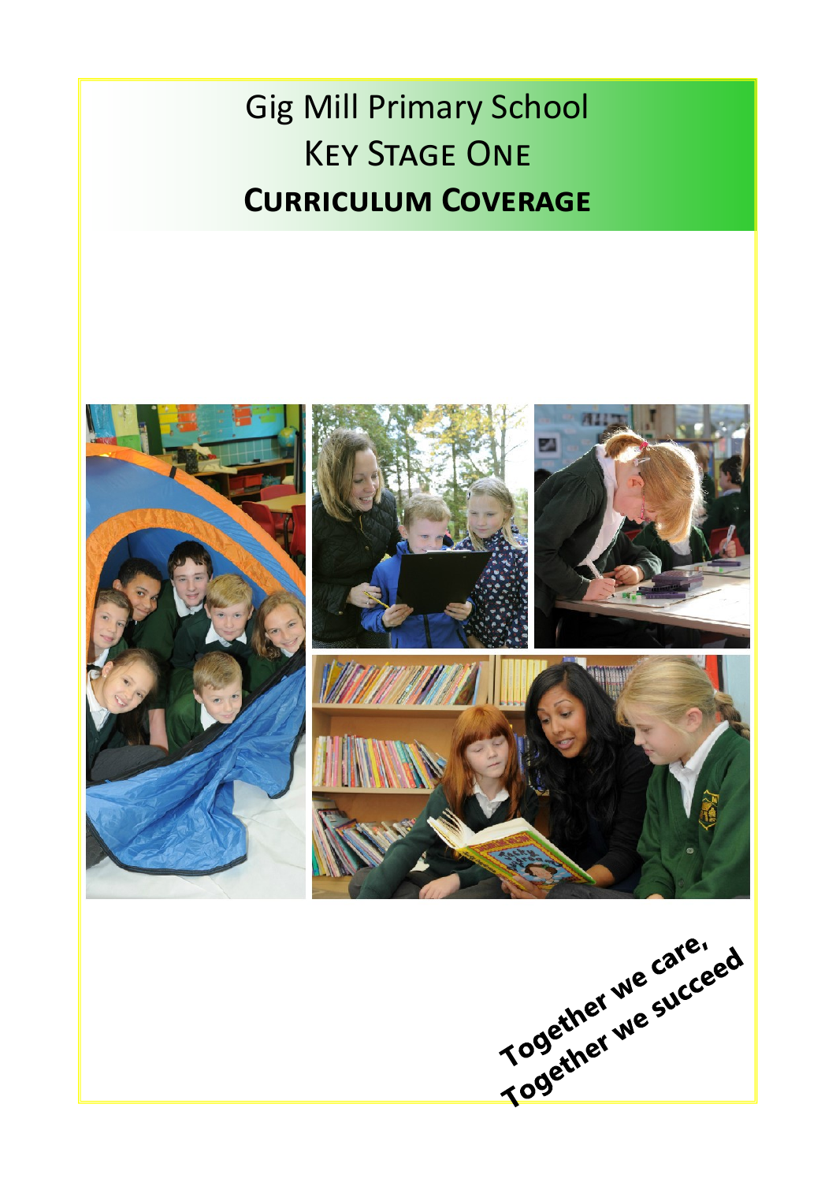# Gig Mill Primary School

## Key Stage One

## **Curriculum Coverage**

**Together we care,**
**Together we succeed**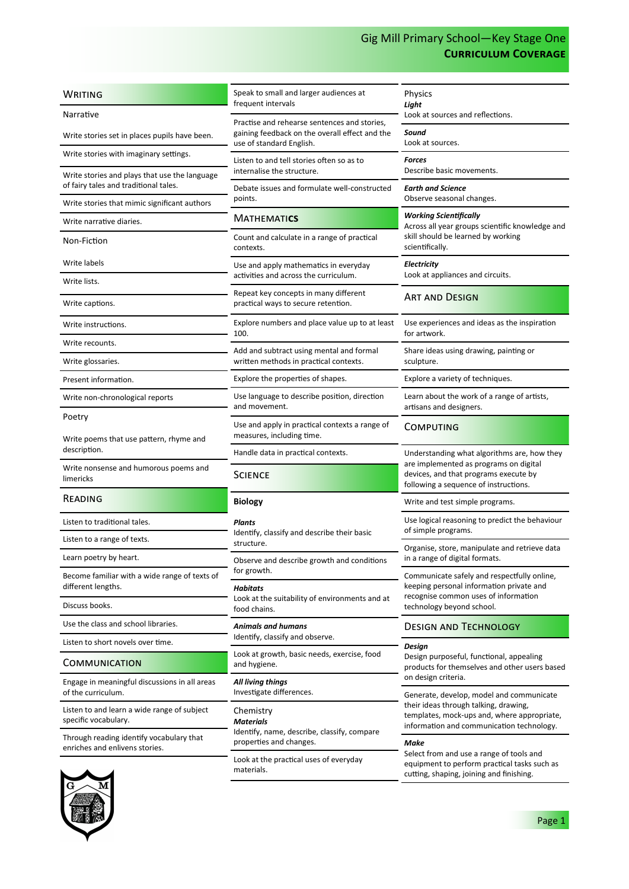# Gig Mill Primary School—Key Stage One
## Curriculum Coverage

## Writing

### Narrative

Write stories set in places pupils have been.

Write stories with imaginary settings.

Write stories and plays that use the language of fairy tales and traditional tales.

Write stories that mimic significant authors

Write narrative diaries.

### Non-Fiction

Write labels

Write lists.

Write captions.

Write instructions.

Write recounts.

Write glossaries.

Present information.

Write non-chronological reports

### Poetry

Write poems that use pattern, rhyme and description.

Write nonsense and humorous poems and limericks

## Reading

Listen to traditional tales.

Listen to a range of texts.

Learn poetry by heart.

Become familiar with a wide range of texts of different lengths.

Discuss books.

Use the class and school libraries.

Listen to short novels over time.

## Communication

Engage in meaningful discussions in all areas of the curriculum.

Listen to and learn a wide range of subject specific vocabulary.

Through reading identify vocabulary that enriches and enlivens stories.

Speak to small and larger audiences at frequent intervals

Practise and rehearse sentences and stories, gaining feedback on the overall effect and the use of standard English.

Listen to and tell stories often so as to internalise the structure.

Debate issues and formulate well-constructed points.

## Mathematics

Count and calculate in a range of practical contexts.

Use and apply mathematics in everyday activities and across the curriculum.

Repeat key concepts in many different practical ways to secure retention.

Explore numbers and place value up to at least 100.

Add and subtract using mental and formal written methods in practical contexts.

Explore the properties of shapes.

Use language to describe position, direction and movement.

Use and apply in practical contexts a range of measures, including time.

Handle data in practical contexts.

## Science

### Biology

***Plants***
Identify, classify and describe their basic structure.

Observe and describe growth and conditions for growth.

***Habitats***
Look at the suitability of environments and at food chains.

***Animals and humans***
Identify, classify and observe.

Look at growth, basic needs, exercise, food and hygiene.

***All living things***
Investigate differences.

### Chemistry

***Materials***
Identify, name, describe, classify, compare properties and changes.

Look at the practical uses of everyday materials.

### Physics

***Light***
Look at sources and reflections.

***Sound***
Look at sources.

***Forces***
Describe basic movements.

***Earth and Science***
Observe seasonal changes.

***Working Scientifically***
Across all year groups scientific knowledge and skill should be learned by working scientifically.

***Electricity***
Look at appliances and circuits.

## Art and Design

Use experiences and ideas as the inspiration for artwork.

Share ideas using drawing, painting or sculpture.

Explore a variety of techniques.

Learn about the work of a range of artists, artisans and designers.

## Computing

Understanding what algorithms are, how they are implemented as programs on digital devices, and that programs execute by following a sequence of instructions.

Write and test simple programs.

Use logical reasoning to predict the behaviour of simple programs.

Organise, store, manipulate and retrieve data in a range of digital formats.

Communicate safely and respectfully online, keeping personal information private and recognise common uses of information technology beyond school.

## Design and Technology

***Design***
Design purposeful, functional, appealing products for themselves and other users based on design criteria.

Generate, develop, model and communicate their ideas through talking, drawing, templates, mock-ups and, where appropriate, information and communication technology.

***Make***
Select from and use a range of tools and equipment to perform practical tasks such as cutting, shaping, joining and finishing.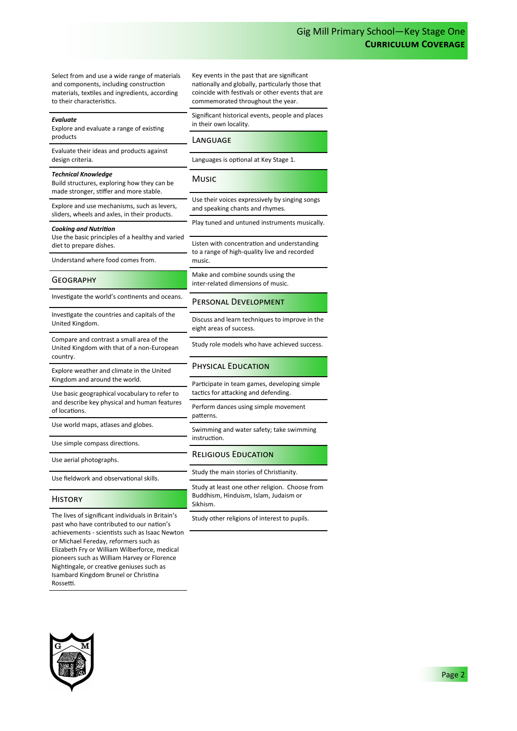Select from and use a wide range of materials and components, including construction materials, textiles and ingredients, according to their characteristics.

***Evaluate***
Explore and evaluate a range of existing products

Evaluate their ideas and products against design criteria.

***Technical Knowledge***
Build structures, exploring how they can be made stronger, stiffer and more stable.

Explore and use mechanisms, such as levers, sliders, wheels and axles, in their products.

***Cooking and Nutrition***
Use the basic principles of a healthy and varied diet to prepare dishes.

Understand where food comes from.

## Geography

Investigate the world's continents and oceans.

Investigate the countries and capitals of the United Kingdom.

Compare and contrast a small area of the United Kingdom with that of a non-European country.

Explore weather and climate in the United Kingdom and around the world.

Use basic geographical vocabulary to refer to and describe key physical and human features of locations.

Use world maps, atlases and globes.

Use simple compass directions.

Use aerial photographs.

Use fieldwork and observational skills.

## History

The lives of significant individuals in Britain's past who have contributed to our nation's achievements - scientists such as Isaac Newton or Michael Fereday, reformers such as Elizabeth Fry or William Wilberforce, medical pioneers such as William Harvey or Florence Nightingale, or creative geniuses such as Isambard Kingdom Brunel or Christina Rossetti.

Key events in the past that are significant nationally and globally, particularly those that coincide with festivals or other events that are commemorated throughout the year.

Significant historical events, people and places in their own locality.

## Language

Languages is optional at Key Stage 1.

## Music

Use their voices expressively by singing songs and speaking chants and rhymes.

Play tuned and untuned instruments musically.

Listen with concentration and understanding to a range of high-quality live and recorded music.

Make and combine sounds using the inter-related dimensions of music.

## Personal Development

Discuss and learn techniques to improve in the eight areas of success.

Study role models who have achieved success.

## Physical Education

Participate in team games, developing simple tactics for attacking and defending.

Perform dances using simple movement patterns.

Swimming and water safety; take swimming instruction.

## Religious Education

Study the main stories of Christianity.

Study at least one other religion. Choose from Buddhism, Hinduism, Islam, Judaism or Sikhism.

Study other religions of interest to pupils.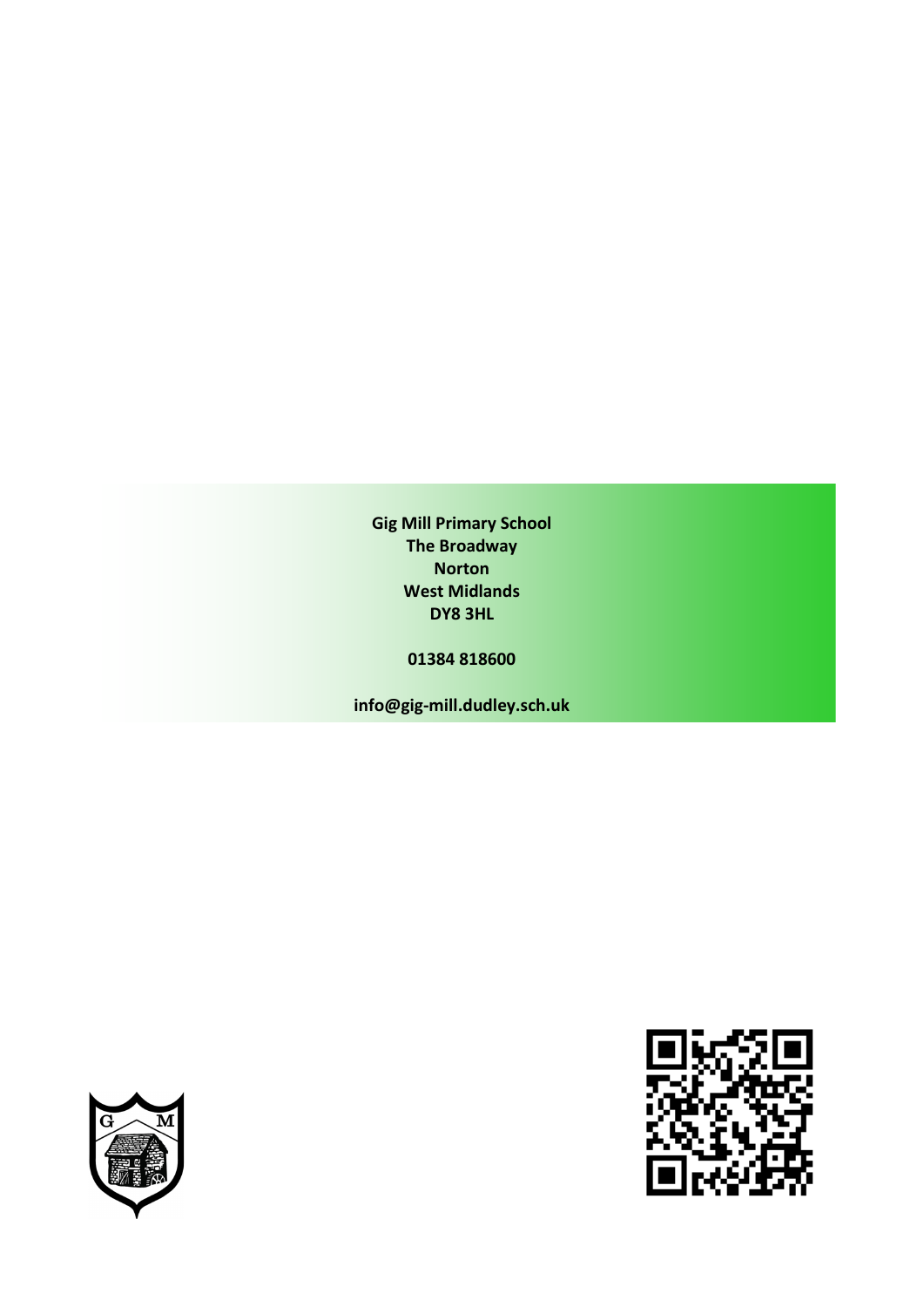**Gig Mill Primary School**
**The Broadway**
**Norton**
**West Midlands**
**DY8 3HL**

**01384 818600**

**info@gig-mill.dudley.sch.uk**